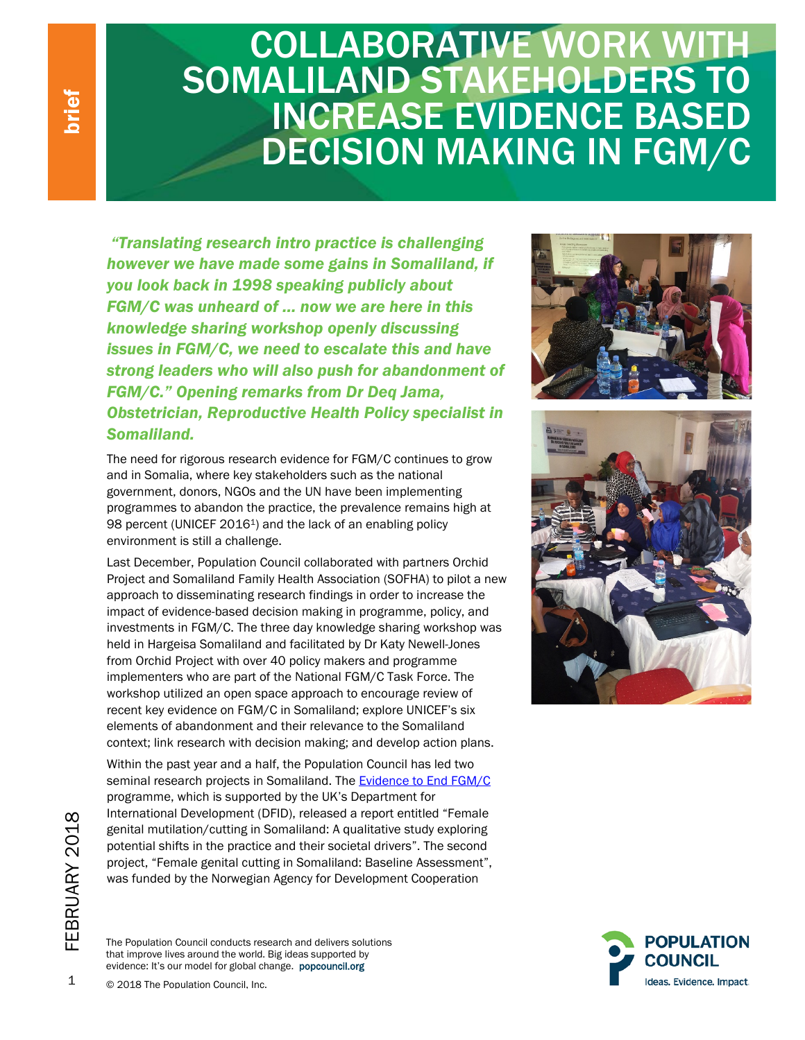# COLLABORATIVE WORK WITH SOMALILAND STAKEHOLDERS TO INCREASE EVIDENCE BASED DECISION MAKING IN FGM/C

***"Translating research intro practice is challenging however we have made some gains in Somaliland, if you look back in 1998 speaking publicly about FGM/C was unheard of … now we are here in this knowledge sharing workshop openly discussing issues in FGM/C, we need to escalate this and have strong leaders who will also push for abandonment of FGM/C." Opening remarks from Dr Deq Jama, Obstetrician, Reproductive Health Policy specialist in Somaliland.***

The need for rigorous research evidence for FGM/C continues to grow and in Somalia, where key stakeholders such as the national government, donors, NGOs and the UN have been implementing programmes to abandon the practice, the prevalence remains high at 98 percent (UNICEF 2016[1]) and the lack of an enabling policy environment is still a challenge.

Last December, Population Council collaborated with partners Orchid Project and Somaliland Family Health Association (SOFHA) to pilot a new approach to disseminating research findings in order to increase the impact of evidence-based decision making in programme, policy, and investments in FGM/C. The three day knowledge sharing workshop was held in Hargeisa Somaliland and facilitated by Dr Katy Newell-Jones from Orchid Project with over 40 policy makers and programme implementers who are part of the National FGM/C Task Force. The workshop utilized an open space approach to encourage review of recent key evidence on FGM/C in Somaliland; explore UNICEF's six elements of abandonment and their relevance to the Somaliland context; link research with decision making; and develop action plans.

Within the past year and a half, the Population Council has led two seminal research projects in Somaliland. The Evidence to End FGM/C programme, which is supported by the UK's Department for International Development (DFID), released a report entitled "Female genital mutilation/cutting in Somaliland: A qualitative study exploring potential shifts in the practice and their societal drivers". The second project, "Female genital cutting in Somaliland: Baseline Assessment", was funded by the Norwegian Agency for Development Cooperation

The Population Council conducts research and delivers solutions that improve lives around the world. Big ideas supported by evidence: It's our model for global change. popcouncil.org

© 2018 The Population Council, Inc.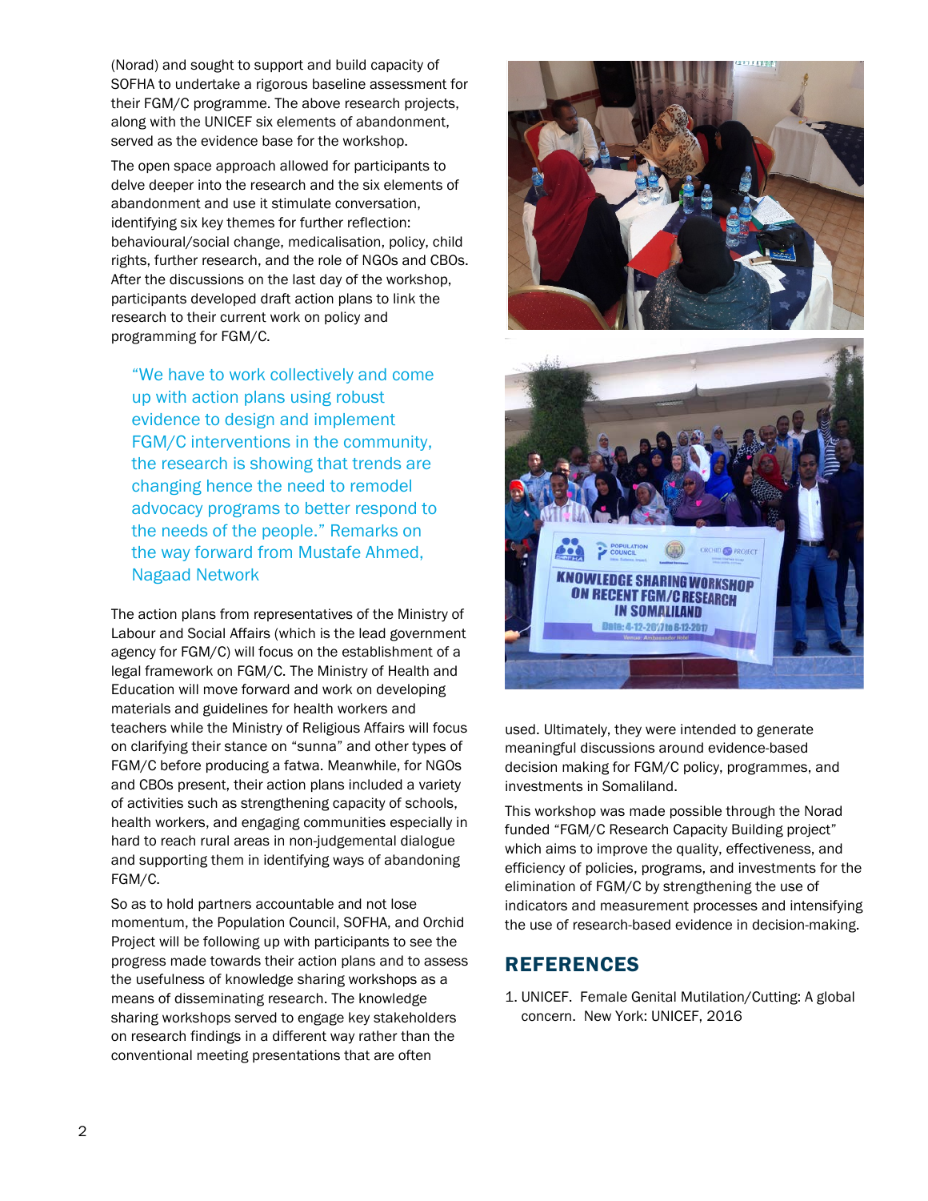(Norad) and sought to support and build capacity of SOFHA to undertake a rigorous baseline assessment for their FGM/C programme. The above research projects, along with the UNICEF six elements of abandonment, served as the evidence base for the workshop.

The open space approach allowed for participants to delve deeper into the research and the six elements of abandonment and use it stimulate conversation, identifying six key themes for further reflection: behavioural/social change, medicalisation, policy, child rights, further research, and the role of NGOs and CBOs. After the discussions on the last day of the workshop, participants developed draft action plans to link the research to their current work on policy and programming for FGM/C.

> "We have to work collectively and come up with action plans using robust evidence to design and implement FGM/C interventions in the community, the research is showing that trends are changing hence the need to remodel advocacy programs to better respond to the needs of the people." Remarks on the way forward from Mustafe Ahmed, Nagaad Network

The action plans from representatives of the Ministry of Labour and Social Affairs (which is the lead government agency for FGM/C) will focus on the establishment of a legal framework on FGM/C. The Ministry of Health and Education will move forward and work on developing materials and guidelines for health workers and teachers while the Ministry of Religious Affairs will focus on clarifying their stance on "sunna" and other types of FGM/C before producing a fatwa. Meanwhile, for NGOs and CBOs present, their action plans included a variety of activities such as strengthening capacity of schools, health workers, and engaging communities especially in hard to reach rural areas in non-judgemental dialogue and supporting them in identifying ways of abandoning FGM/C.

So as to hold partners accountable and not lose momentum, the Population Council, SOFHA, and Orchid Project will be following up with participants to see the progress made towards their action plans and to assess the usefulness of knowledge sharing workshops as a means of disseminating research. The knowledge sharing workshops served to engage key stakeholders on research findings in a different way rather than the conventional meeting presentations that are often used. Ultimately, they were intended to generate meaningful discussions around evidence-based decision making for FGM/C policy, programmes, and investments in Somaliland.

This workshop was made possible through the Norad funded "FGM/C Research Capacity Building project" which aims to improve the quality, effectiveness, and efficiency of policies, programs, and investments for the elimination of FGM/C by strengthening the use of indicators and measurement processes and intensifying the use of research-based evidence in decision-making.

## REFERENCES

1. UNICEF. Female Genital Mutilation/Cutting: A global concern. New York: UNICEF, 2016